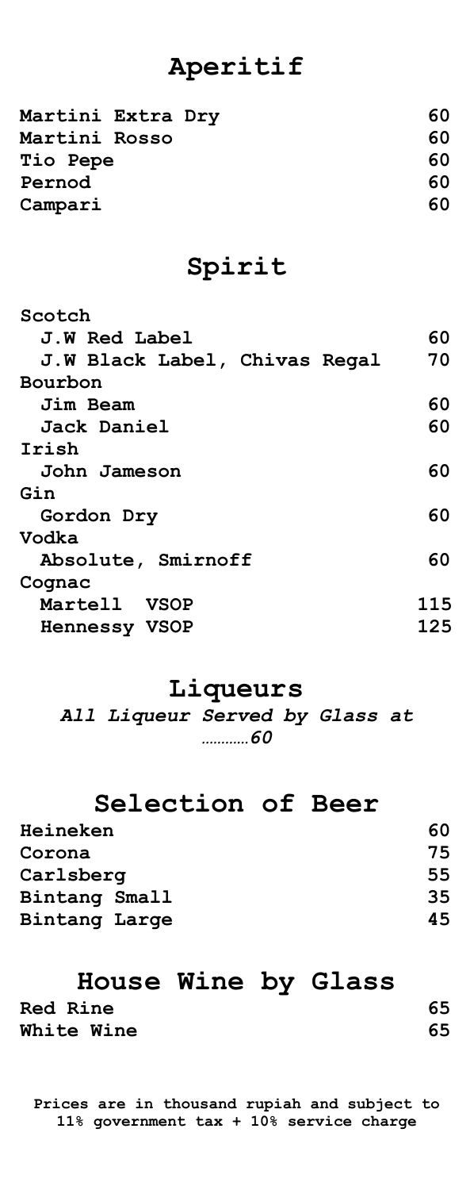# Aperitif

| | |
|---|---|
| **Martini Extra Dry** | **60** |
| **Martini Rosso** | **60** |
| **Tio Pepe** | **60** |
| **Pernod** | **60** |
| **Campari** | **60** |

# Spirit

| | |
|---|---|
| **Scotch** | |
| **J.W Red Label** | **60** |
| **J.W Black Label, Chivas Regal** | **70** |
| **Bourbon** | |
| **Jim Beam** | **60** |
| **Jack Daniel** | **60** |
| **Irish** | |
| **John Jameson** | **60** |
| **Gin** | |
| **Gordon Dry** | **60** |
| **Vodka** | |
| **Absolute, Smirnoff** | **60** |
| **Cognac** | |
| **Martell VSOP** | **115** |
| **Hennessy VSOP** | **125** |

# Liqueurs

***All Liqueur Served by Glass at …………60***

# Selection of Beer

| | |
|---|---|
| **Heineken** | **60** |
| **Corona** | **75** |
| **Carlsberg** | **55** |
| **Bintang Small** | **35** |
| **Bintang Large** | **45** |

# House Wine by Glass

| | |
|---|---|
| **Red Rine** | **65** |
| **White Wine** | **65** |

**Prices are in thousand rupiah and subject to 11% government tax + 10% service charge**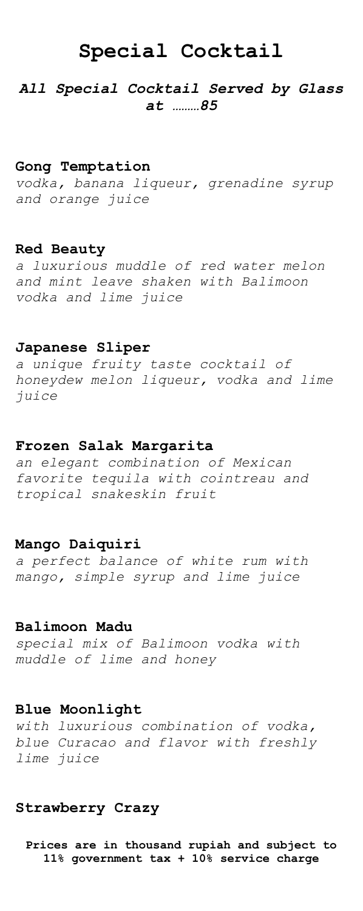# Special Cocktail

***All Special Cocktail Served by Glass at ………85***

**Gong Temptation**
*vodka, banana liqueur, grenadine syrup and orange juice*

**Red Beauty**
*a luxurious muddle of red water melon and mint leave shaken with Balimoon vodka and lime juice*

**Japanese Sliper**
*a unique fruity taste cocktail of honeydew melon liqueur, vodka and lime juice*

**Frozen Salak Margarita**
*an elegant combination of Mexican favorite tequila with cointreau and tropical snakeskin fruit*

**Mango Daiquiri**
*a perfect balance of white rum with mango, simple syrup and lime juice*

**Balimoon Madu**
*special mix of Balimoon vodka with muddle of lime and honey*

**Blue Moonlight**
*with luxurious combination of vodka, blue Curacao and flavor with freshly lime juice*

**Strawberry Crazy**

**Prices are in thousand rupiah and subject to 11% government tax + 10% service charge**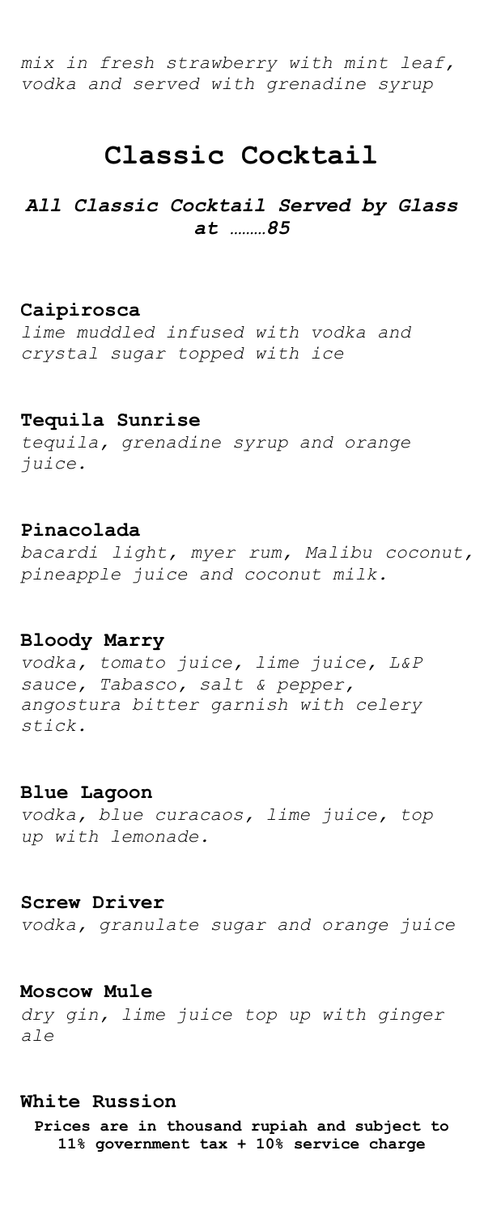*mix in fresh strawberry with mint leaf, vodka and served with grenadine syrup*

# Classic Cocktail

***All Classic Cocktail Served by Glass at ………85***

**Caipirosca**

*lime muddled infused with vodka and crystal sugar topped with ice*

**Tequila Sunrise**

*tequila, grenadine syrup and orange juice.*

**Pinacolada**

*bacardi light, myer rum, Malibu coconut, pineapple juice and coconut milk.*

**Bloody Marry**

*vodka, tomato juice, lime juice, L&P sauce, Tabasco, salt & pepper, angostura bitter garnish with celery stick.*

**Blue Lagoon**

*vodka, blue curacaos, lime juice, top up with lemonade.*

**Screw Driver**

*vodka, granulate sugar and orange juice*

**Moscow Mule**

*dry gin, lime juice top up with ginger ale*

**White Russion**

**Prices are in thousand rupiah and subject to 11% government tax + 10% service charge**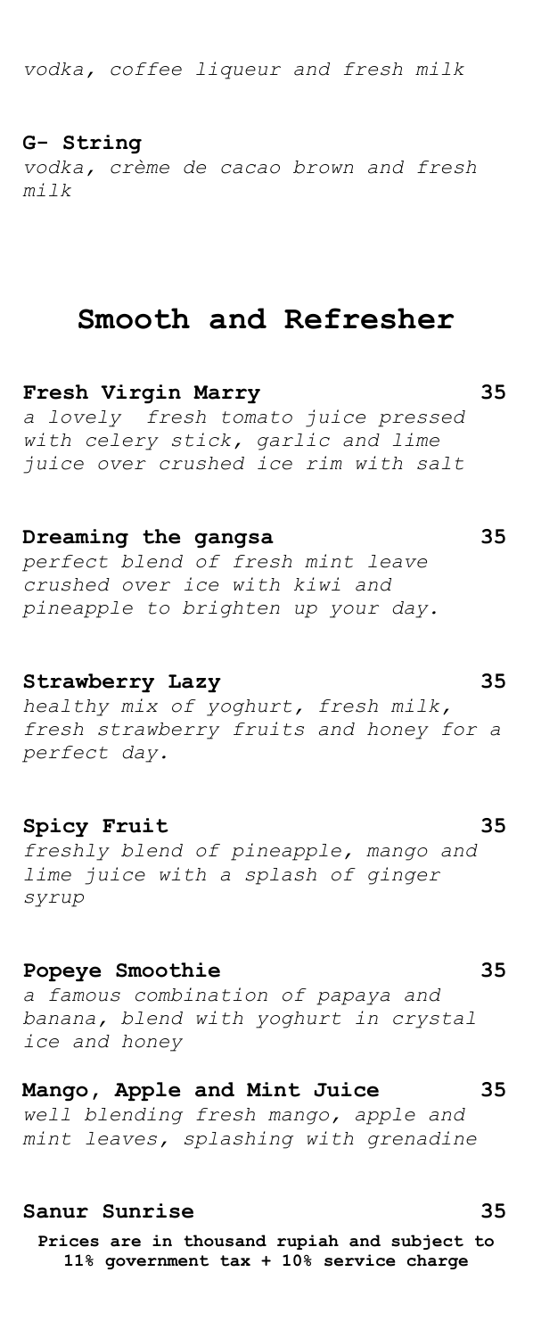*vodka, coffee liqueur and fresh milk*

**G- String**
*vodka, crème de cacao brown and fresh milk*

## Smooth and Refresher

**Fresh Virgin Marry** 35
*a lovely fresh tomato juice pressed with celery stick, garlic and lime juice over crushed ice rim with salt*

**Dreaming the gangsa** 35
*perfect blend of fresh mint leave crushed over ice with kiwi and pineapple to brighten up your day.*

**Strawberry Lazy** 35
*healthy mix of yoghurt, fresh milk, fresh strawberry fruits and honey for a perfect day.*

**Spicy Fruit** 35
*freshly blend of pineapple, mango and lime juice with a splash of ginger syrup*

**Popeye Smoothie** 35
*a famous combination of papaya and banana, blend with yoghurt in crystal ice and honey*

**Mango, Apple and Mint Juice** 35
*well blending fresh mango, apple and mint leaves, splashing with grenadine*

**Sanur Sunrise** 35

**Prices are in thousand rupiah and subject to 11% government tax + 10% service charge**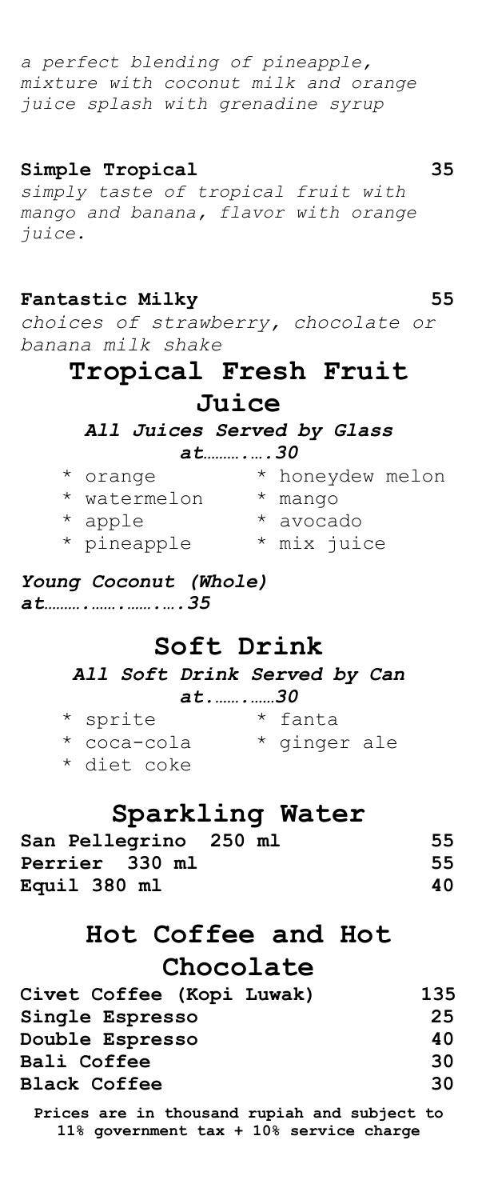*a perfect blending of pineapple, mixture with coconut milk and orange juice splash with grenadine syrup*

**Simple Tropical** 35

*simply taste of tropical fruit with mango and banana, flavor with orange juice.*

**Fantastic Milky** 55

*choices of strawberry, chocolate or banana milk shake*

## Tropical Fresh Fruit Juice

***All Juices Served by Glass at………..….30***

* orange
* watermelon
* apple
* pineapple
* honeydew melon
* mango
* avocado
* mix juice

***Young Coconut (Whole) at………..…….…….….35***

## Soft Drink

***All Soft Drink Served by Can at.…….……30***

* sprite
* coca-cola
* diet coke
* fanta
* ginger ale

## Sparkling Water

| | |
|---|---|
| **San Pellegrino 250 ml** | **55** |
| **Perrier 330 ml** | **55** |
| **Equil 380 ml** | **40** |

## Hot Coffee and Hot Chocolate

| | |
|---|---|
| **Civet Coffee (Kopi Luwak)** | **135** |
| **Single Espresso** | **25** |
| **Double Espresso** | **40** |
| **Bali Coffee** | **30** |
| **Black Coffee** | **30** |

**Prices are in thousand rupiah and subject to 11% government tax + 10% service charge**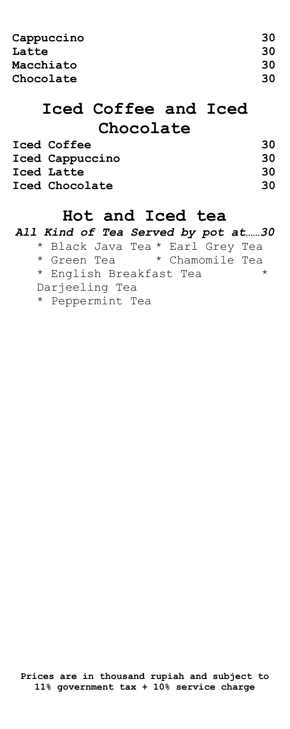| | |
|---|---|
| **Cappuccino** | **30** |
| **Latte** | **30** |
| **Macchiato** | **30** |
| **Chocolate** | **30** |

## Iced Coffee and Iced Chocolate

| | |
|---|---|
| **Iced Coffee** | **30** |
| **Iced Cappuccino** | **30** |
| **Iced Latte** | **30** |
| **Iced Chocolate** | **30** |

## Hot and Iced tea

***All Kind of Tea Served by pot at……30***

* Black Java Tea
* Earl Grey Tea
* Green Tea
* Chamomile Tea
* English Breakfast Tea
* Darjeeling Tea
* Peppermint Tea

**Prices are in thousand rupiah and subject to 11% government tax + 10% service charge**